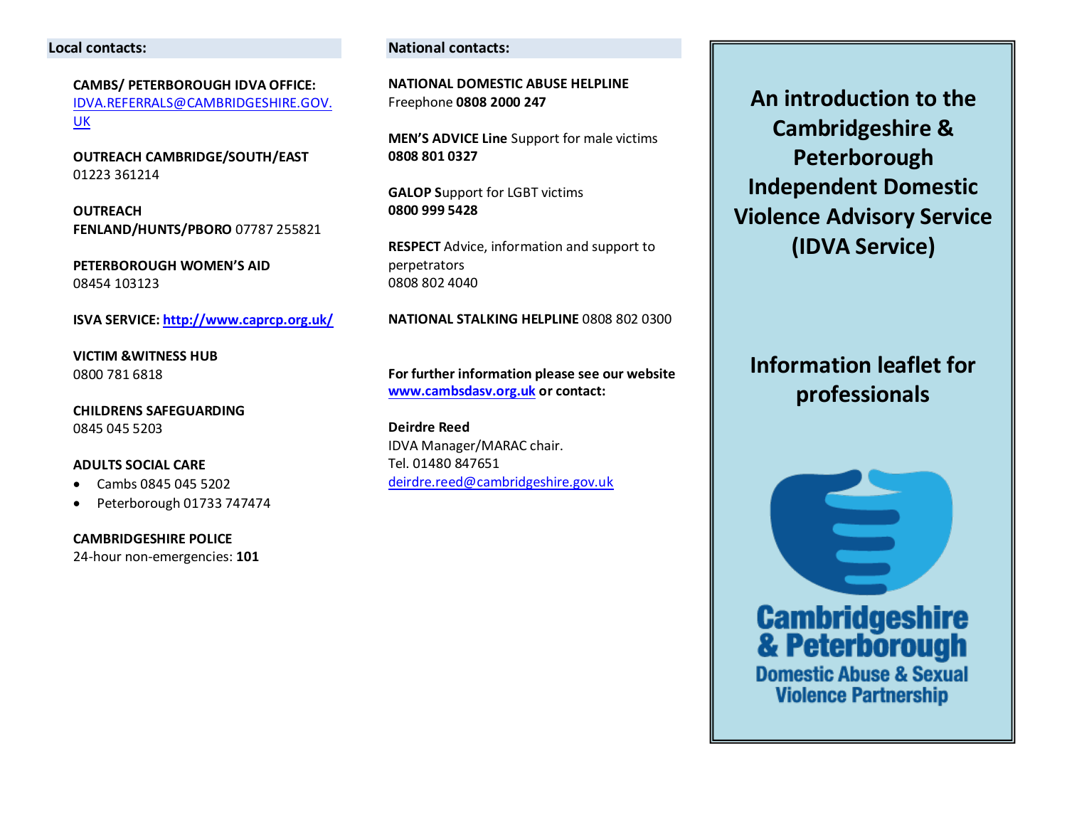**Local contacts:**

**CAMBS/ PETERBOROUGH IDVA OFFICE:**
IDVA.REFERRALS@CAMBRIDGESHIRE.GOV.UK

**OUTREACH CAMBRIDGE/SOUTH/EAST**
01223 361214

**OUTREACH FENLAND/HUNTS/PBORO** 07787 255821

**PETERBOROUGH WOMEN'S AID**
08454 103123

**ISVA SERVICE: http://www.caprcp.org.uk/**

**VICTIM &WITNESS HUB**
0800 781 6818

**CHILDRENS SAFEGUARDING**
0845 045 5203

**ADULTS SOCIAL CARE**

- Cambs 0845 045 5202
- Peterborough 01733 747474

**CAMBRIDGESHIRE POLICE**
24-hour non-emergencies: **101**

**National contacts:**

**NATIONAL DOMESTIC ABUSE HELPLINE**
Freephone **0808 2000 247**

**MEN'S ADVICE Line** Support for male victims
**0808 801 0327**

**GALOP S**upport for LGBT victims
**0800 999 5428**

**RESPECT** Advice, information and support to perpetrators
0808 802 4040

**NATIONAL STALKING HELPLINE** 0808 802 0300

**For further information please see our website www.cambsdasv.org.uk or contact:**

**Deirdre Reed**
IDVA Manager/MARAC chair.
Tel. 01480 847651
deirdre.reed@cambridgeshire.gov.uk

# An introduction to the Cambridgeshire & Peterborough Independent Domestic Violence Advisory Service (IDVA Service)

## Information leaflet for professionals

**Cambridgeshire & Peterborough**
**Domestic Abuse & Sexual Violence Partnership**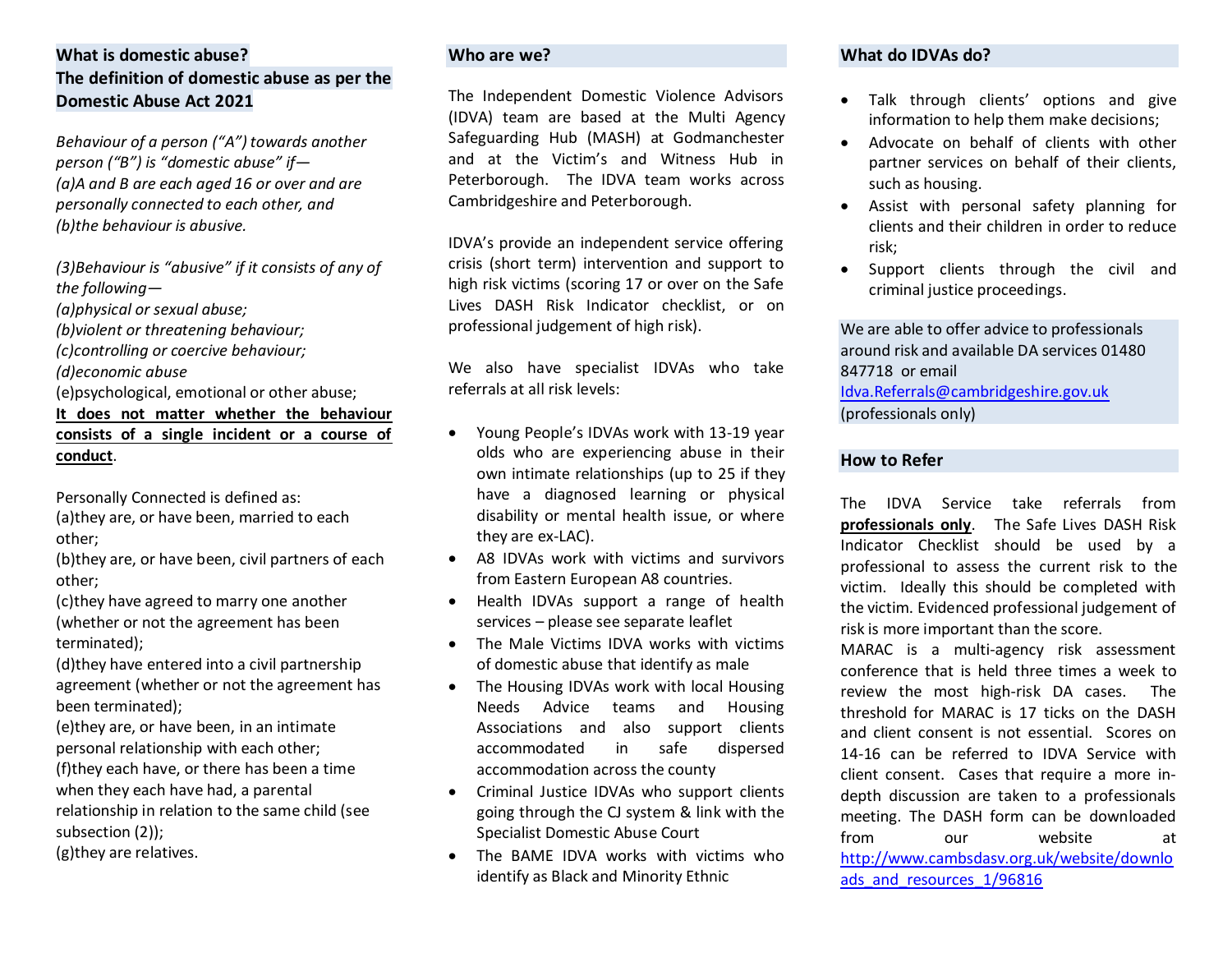## What is domestic abuse?

## The definition of domestic abuse as per the Domestic Abuse Act 2021

*Behaviour of a person ("A") towards another person ("B") is "domestic abuse" if—*
*(a)A and B are each aged 16 or over and are personally connected to each other, and*
*(b)the behaviour is abusive.*

*(3)Behaviour is "abusive" if it consists of any of the following—*
*(a)physical or sexual abuse;*
*(b)violent or threatening behaviour;*
*(c)controlling or coercive behaviour;*
*(d)economic abuse*
(e)psychological, emotional or other abuse;
**It does not matter whether the behaviour consists of a single incident or a course of conduct**.

Personally Connected is defined as:
(a)they are, or have been, married to each other;
(b)they are, or have been, civil partners of each other;
(c)they have agreed to marry one another (whether or not the agreement has been terminated);
(d)they have entered into a civil partnership agreement (whether or not the agreement has been terminated);
(e)they are, or have been, in an intimate personal relationship with each other;
(f)they each have, or there has been a time when they each have had, a parental relationship in relation to the same child (see subsection (2));
(g)they are relatives.

## Who are we?

The Independent Domestic Violence Advisors (IDVA) team are based at the Multi Agency Safeguarding Hub (MASH) at Godmanchester and at the Victim's and Witness Hub in Peterborough. The IDVA team works across Cambridgeshire and Peterborough.

IDVA's provide an independent service offering crisis (short term) intervention and support to high risk victims (scoring 17 or over on the Safe Lives DASH Risk Indicator checklist, or on professional judgement of high risk).

We also have specialist IDVAs who take referrals at all risk levels:

- Young People's IDVAs work with 13-19 year olds who are experiencing abuse in their own intimate relationships (up to 25 if they have a diagnosed learning or physical disability or mental health issue, or where they are ex-LAC).
- A8 IDVAs work with victims and survivors from Eastern European A8 countries.
- Health IDVAs support a range of health services – please see separate leaflet
- The Male Victims IDVA works with victims of domestic abuse that identify as male
- The Housing IDVAs work with local Housing Needs Advice teams and Housing Associations and also support clients accommodated in safe dispersed accommodation across the county
- Criminal Justice IDVAs who support clients going through the CJ system & link with the Specialist Domestic Abuse Court
- The BAME IDVA works with victims who identify as Black and Minority Ethnic

## What do IDVAs do?

- Talk through clients' options and give information to help them make decisions;
- Advocate on behalf of clients with other partner services on behalf of their clients, such as housing.
- Assist with personal safety planning for clients and their children in order to reduce risk;
- Support clients through the civil and criminal justice proceedings.

We are able to offer advice to professionals around risk and available DA services 01480 847718 or email Idva.Referrals@cambridgeshire.gov.uk (professionals only)

## How to Refer

The IDVA Service take referrals from **professionals only**. The Safe Lives DASH Risk Indicator Checklist should be used by a professional to assess the current risk to the victim. Ideally this should be completed with the victim. Evidenced professional judgement of risk is more important than the score.
MARAC is a multi-agency risk assessment conference that is held three times a week to review the most high-risk DA cases. The threshold for MARAC is 17 ticks on the DASH and client consent is not essential. Scores on 14-16 can be referred to IDVA Service with client consent. Cases that require a more in-depth discussion are taken to a professionals meeting. The DASH form can be downloaded from our website at http://www.cambsdasv.org.uk/website/downloads_and_resources_1/96816